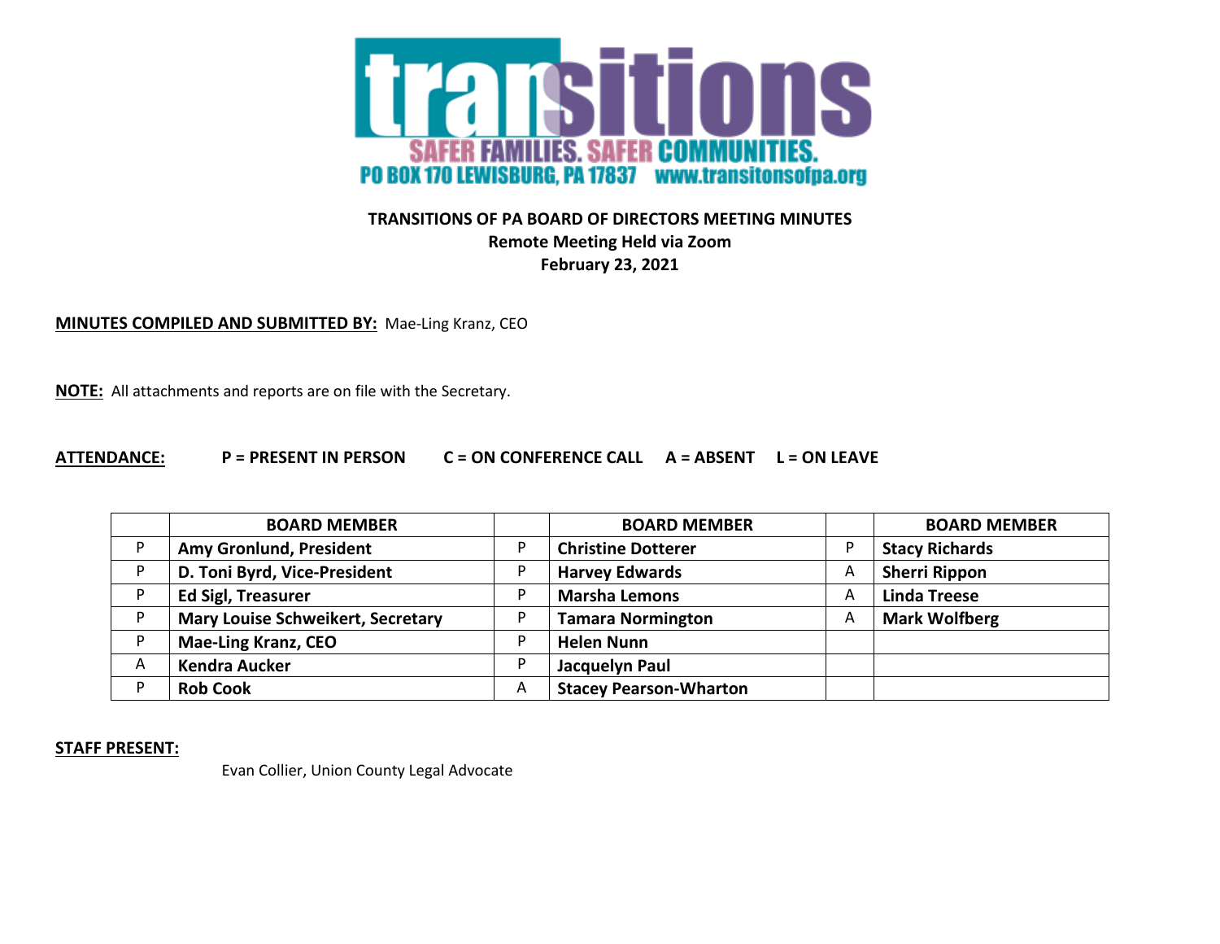**transitions**

**SAFER FAMILIES. SAFER COMMUNITIES.**

**PO BOX 170 LEWISBURG, PA 17837 www.transitonsofpa.org**

# TRANSITIONS OF PA BOARD OF DIRECTORS MEETING MINUTES

**Remote Meeting Held via Zoom**

**February 23, 2021**

**MINUTES COMPILED AND SUBMITTED BY:** Mae-Ling Kranz, CEO

**NOTE:** All attachments and reports are on file with the Secretary.

**ATTENDANCE:** **P = PRESENT IN PERSON C = ON CONFERENCE CALL A = ABSENT L = ON LEAVE**

| | BOARD MEMBER | | BOARD MEMBER | | BOARD MEMBER |
|---|---|---|---|---|---|
| P | **Amy Gronlund, President** | P | **Christine Dotterer** | P | **Stacy Richards** |
| P | **D. Toni Byrd, Vice-President** | P | **Harvey Edwards** | A | **Sherri Rippon** |
| P | **Ed Sigl, Treasurer** | P | **Marsha Lemons** | A | **Linda Treese** |
| P | **Mary Louise Schweikert, Secretary** | P | **Tamara Normington** | A | **Mark Wolfberg** |
| P | **Mae-Ling Kranz, CEO** | P | **Helen Nunn** | | |
| A | **Kendra Aucker** | P | **Jacquelyn Paul** | | |
| P | **Rob Cook** | A | **Stacey Pearson-Wharton** | | |

**STAFF PRESENT:**

Evan Collier, Union County Legal Advocate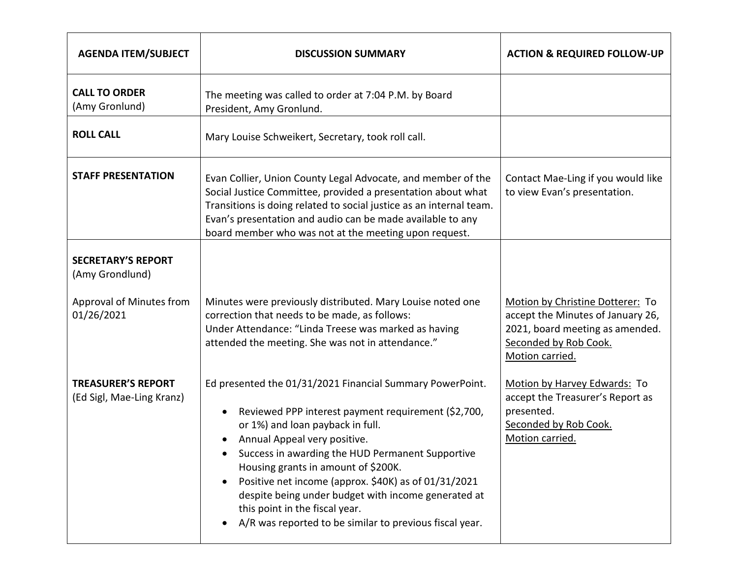| AGENDA ITEM/SUBJECT | DISCUSSION SUMMARY | ACTION & REQUIRED FOLLOW-UP |
| --- | --- | --- |
| **CALL TO ORDER**<br>(Amy Gronlund) | The meeting was called to order at 7:04 P.M. by Board President, Amy Gronlund. | |
| **ROLL CALL** | Mary Louise Schweikert, Secretary, took roll call. | |
| **STAFF PRESENTATION** | Evan Collier, Union County Legal Advocate, and member of the Social Justice Committee, provided a presentation about what Transitions is doing related to social justice as an internal team. Evan's presentation and audio can be made available to any board member who was not at the meeting upon request. | Contact Mae-Ling if you would like to view Evan's presentation. |
| **SECRETARY'S REPORT**<br>(Amy Grondlund)<br><br>Approval of Minutes from 01/26/2021 | Minutes were previously distributed. Mary Louise noted one correction that needs to be made, as follows:<br>Under Attendance: "Linda Treese was marked as having attended the meeting. She was not in attendance." | <u>Motion by Christine Dotterer:</u> To accept the Minutes of January 26, 2021, board meeting as amended.<br><u>Seconded by Rob Cook.</u><br><u>Motion carried.</u> |
| **TREASURER'S REPORT**<br>(Ed Sigl, Mae-Ling Kranz) | Ed presented the 01/31/2021 Financial Summary PowerPoint.<br>• Reviewed PPP interest payment requirement ($2,700, or 1%) and loan payback in full.<br>• Annual Appeal very positive.<br>• Success in awarding the HUD Permanent Supportive Housing grants in amount of $200K.<br>• Positive net income (approx. $40K) as of 01/31/2021 despite being under budget with income generated at this point in the fiscal year.<br>• A/R was reported to be similar to previous fiscal year. | <u>Motion by Harvey Edwards:</u> To accept the Treasurer's Report as presented.<br><u>Seconded by Rob Cook.</u><br><u>Motion carried.</u> |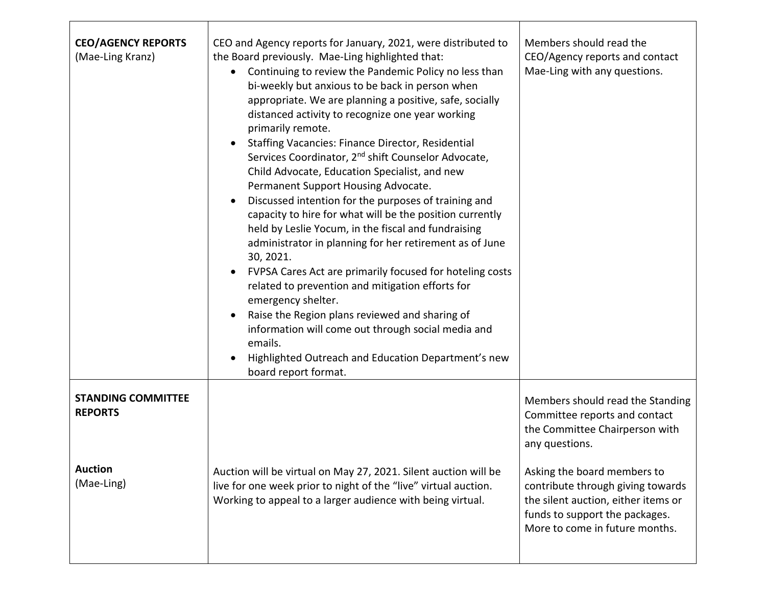| | | |
|---|---|---|
| **CEO/AGENCY REPORTS** (Mae-Ling Kranz) | CEO and Agency reports for January, 2021, were distributed to the Board previously. Mae-Ling highlighted that:<br>• Continuing to review the Pandemic Policy no less than bi-weekly but anxious to be back in person when appropriate. We are planning a positive, safe, socially distanced activity to recognize one year working primarily remote.<br>• Staffing Vacancies: Finance Director, Residential Services Coordinator, 2nd shift Counselor Advocate, Child Advocate, Education Specialist, and new Permanent Support Housing Advocate.<br>• Discussed intention for the purposes of training and capacity to hire for what will be the position currently held by Leslie Yocum, in the fiscal and fundraising administrator in planning for her retirement as of June 30, 2021.<br>• FVPSA Cares Act are primarily focused for hoteling costs related to prevention and mitigation efforts for emergency shelter.<br>• Raise the Region plans reviewed and sharing of information will come out through social media and emails.<br>• Highlighted Outreach and Education Department's new board report format. | Members should read the CEO/Agency reports and contact Mae-Ling with any questions. |
| **STANDING COMMITTEE REPORTS** | | Members should read the Standing Committee reports and contact the Committee Chairperson with any questions. |
| **Auction** (Mae-Ling) | Auction will be virtual on May 27, 2021. Silent auction will be live for one week prior to night of the "live" virtual auction. Working to appeal to a larger audience with being virtual. | Asking the board members to contribute through giving towards the silent auction, either items or funds to support the packages. More to come in future months. |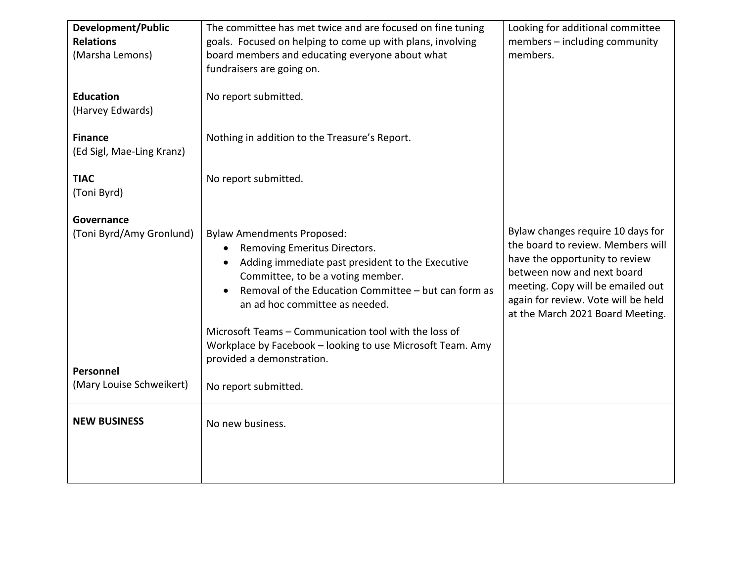| | | |
|---|---|---|
| **Development/Public Relations** (Marsha Lemons) | The committee has met twice and are focused on fine tuning goals. Focused on helping to come up with plans, involving board members and educating everyone about what fundraisers are going on. | Looking for additional committee members – including community members. |
| **Education** (Harvey Edwards) | No report submitted. | |
| **Finance** (Ed Sigl, Mae-Ling Kranz) | Nothing in addition to the Treasure's Report. | |
| **TIAC** (Toni Byrd) | No report submitted. | |
| **Governance** (Toni Byrd/Amy Gronlund) | Bylaw Amendments Proposed:<br>• Removing Emeritus Directors.<br>• Adding immediate past president to the Executive Committee, to be a voting member.<br>• Removal of the Education Committee – but can form as an ad hoc committee as needed.<br><br>Microsoft Teams – Communication tool with the loss of Workplace by Facebook – looking to use Microsoft Team. Amy provided a demonstration. | Bylaw changes require 10 days for the board to review. Members will have the opportunity to review between now and next board meeting. Copy will be emailed out again for review. Vote will be held at the March 2021 Board Meeting. |
| **Personnel** (Mary Louise Schweikert) | No report submitted. | |
| **NEW BUSINESS** | No new business. | |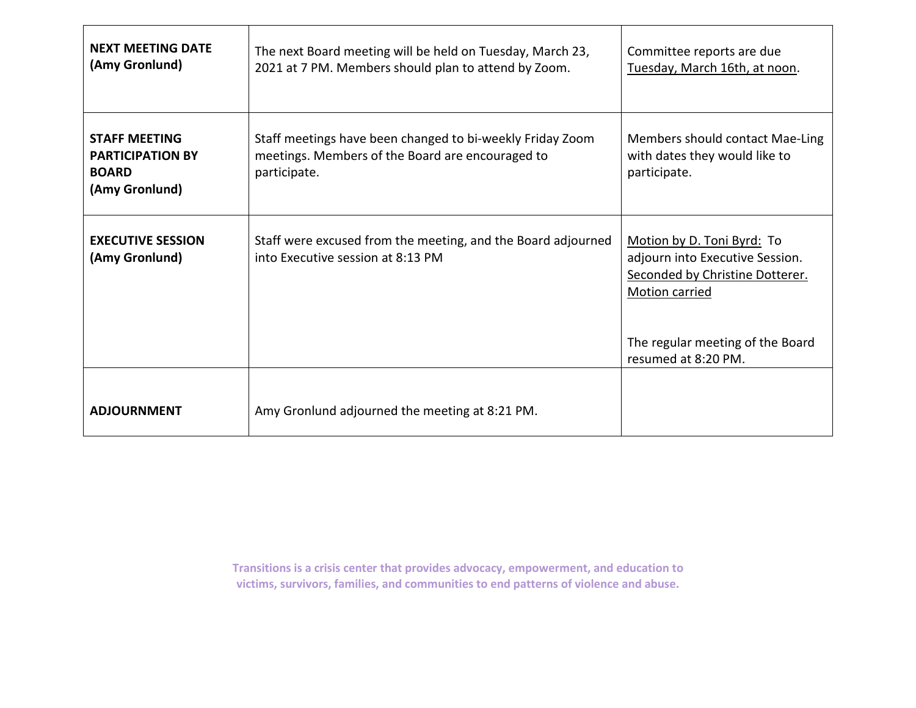| | | |
|---|---|---|
| **NEXT MEETING DATE (Amy Gronlund)** | The next Board meeting will be held on Tuesday, March 23, 2021 at 7 PM. Members should plan to attend by Zoom. | Committee reports are due Tuesday, March 16th, at noon. |
| **STAFF MEETING PARTICIPATION BY BOARD (Amy Gronlund)** | Staff meetings have been changed to bi-weekly Friday Zoom meetings. Members of the Board are encouraged to participate. | Members should contact Mae-Ling with dates they would like to participate. |
| **EXECUTIVE SESSION (Amy Gronlund)** | Staff were excused from the meeting, and the Board adjourned into Executive session at 8:13 PM | Motion by D. Toni Byrd: To adjourn into Executive Session. Seconded by Christine Dotterer. Motion carried<br><br>The regular meeting of the Board resumed at 8:20 PM. |
| **ADJOURNMENT** | Amy Gronlund adjourned the meeting at 8:21 PM. | |

**Transitions is a crisis center that provides advocacy, empowerment, and education to victims, survivors, families, and communities to end patterns of violence and abuse.**